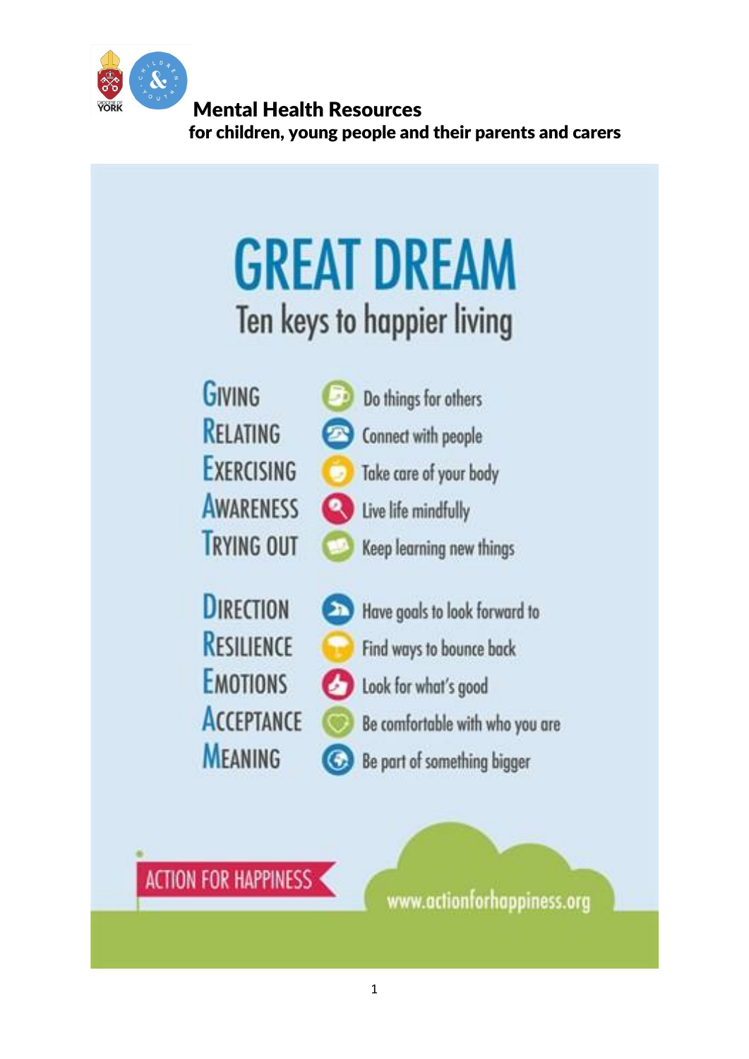# Mental Health Resources

**for children, young people and their parents and carers**

# GREAT DREAM

## Ten keys to happier living

- **GIVING** – Do things for others
- **RELATING** – Connect with people
- **EXERCISING** – Take care of your body
- **AWARENESS** – Live life mindfully
- **TRYING OUT** – Keep learning new things

- **DIRECTION** – Have goals to look forward to
- **RESILIENCE** – Find ways to bounce back
- **EMOTIONS** – Look for what's good
- **ACCEPTANCE** – Be comfortable with who you are
- **MEANING** – Be part of something bigger

ACTION FOR HAPPINESS

www.actionforhappiness.org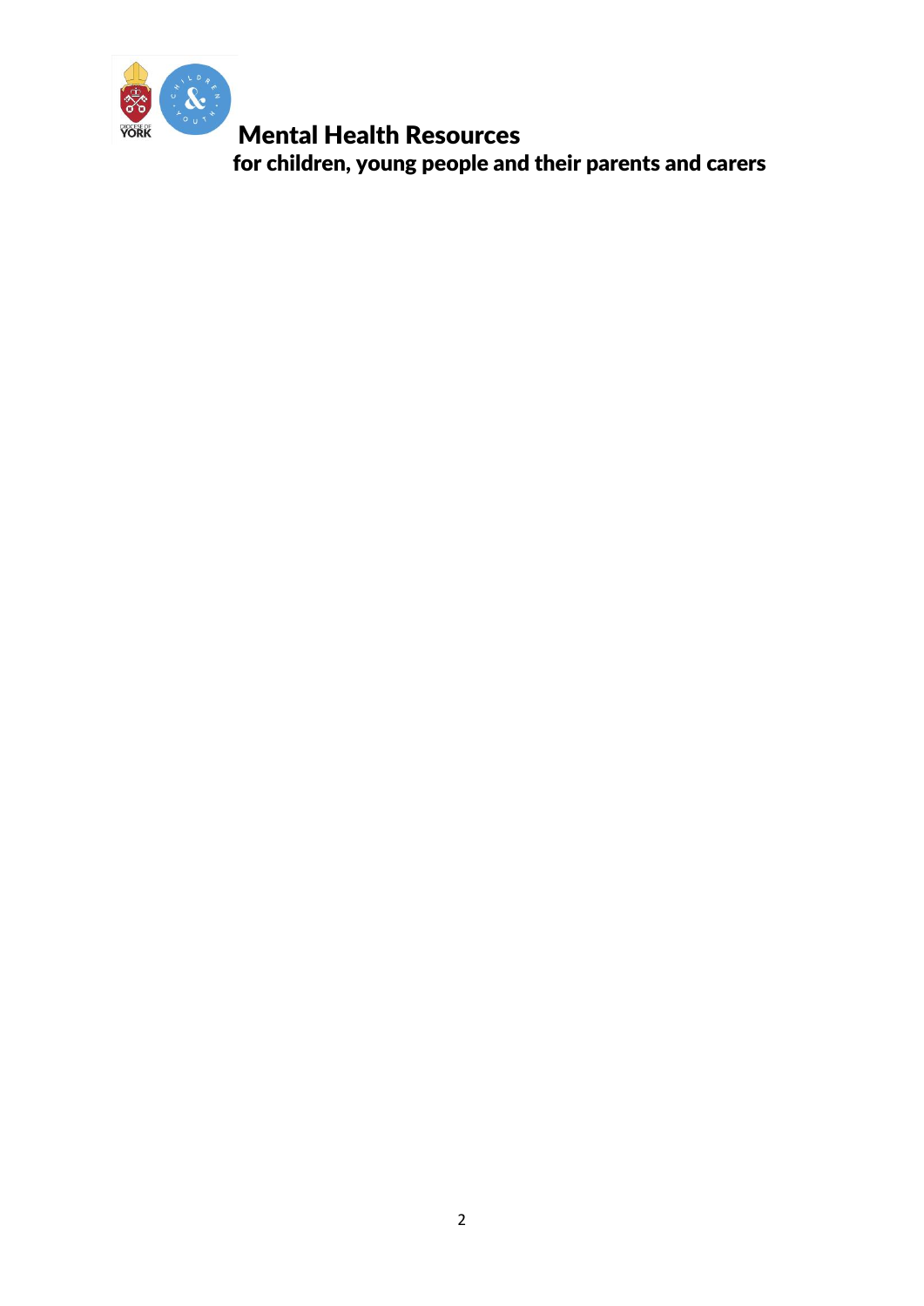# Mental Health Resources

**for children, young people and their parents and carers**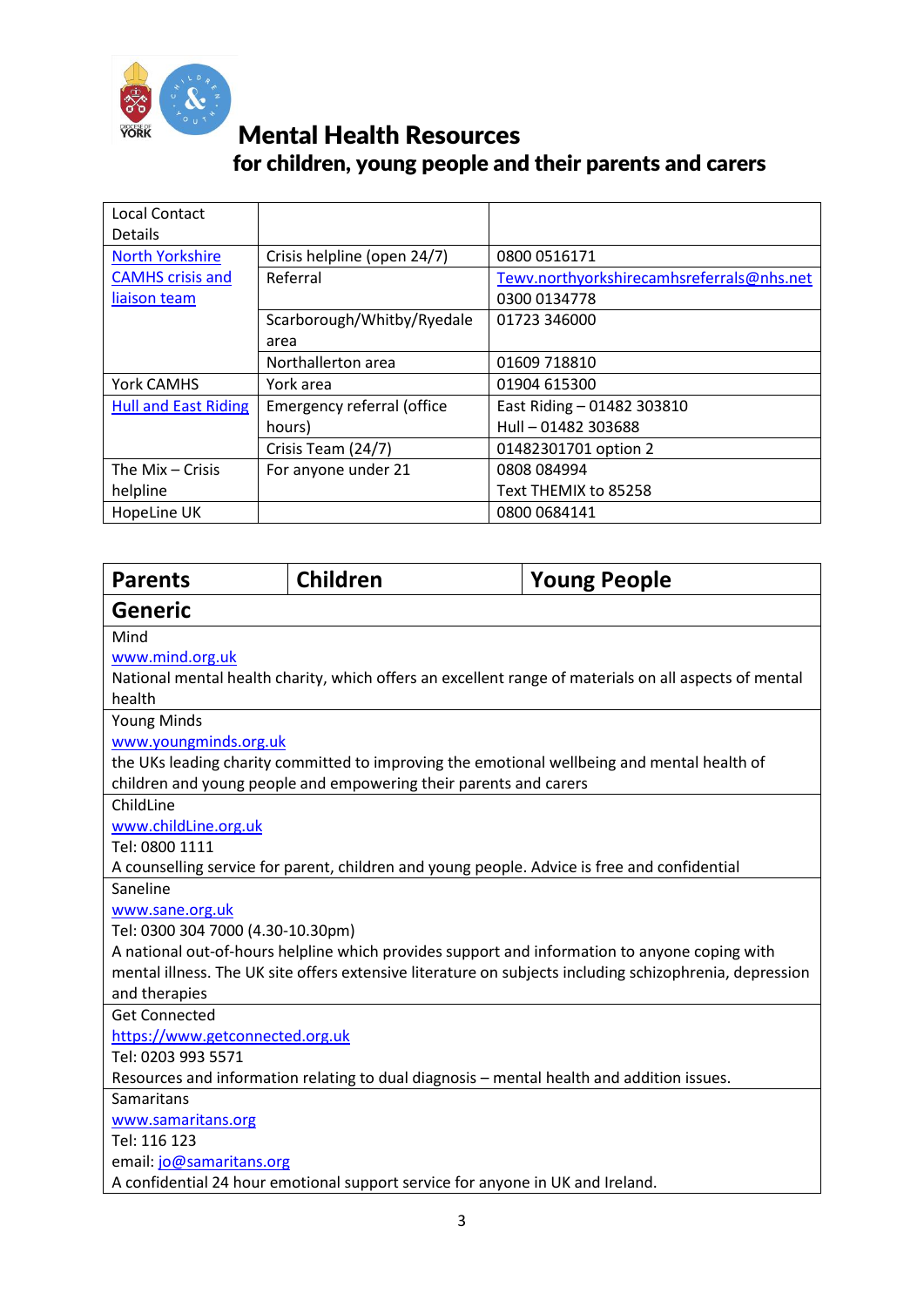# Mental Health Resources

## for children, young people and their parents and carers

| Local Contact Details | | |
|---|---|---|
| [North Yorkshire CAMHS crisis and liaison team]() | Crisis helpline (open 24/7) | 0800 0516171 |
| | Referral | [Tewv.northyorkshirecamhsreferrals@nhs.net]() 0300 0134778 |
| | Scarborough/Whitby/Ryedale area | 01723 346000 |
| | Northallerton area | 01609 718810 |
| York CAMHS | York area | 01904 615300 |
| [Hull and East Riding]() | Emergency referral (office hours) | East Riding – 01482 303810<br>Hull – 01482 303688 |
| | Crisis Team (24/7) | 01482301701 option 2 |
| The Mix – Crisis helpline | For anyone under 21 | 0808 084994<br>Text THEMIX to 85258 |
| HopeLine UK | | 0800 0684141 |

| Parents | Children | Young People |
|---|---|---|
| **Generic** | | |
| Mind<br>[www.mind.org.uk]()<br>National mental health charity, which offers an excellent range of materials on all aspects of mental health | | |
| Young Minds<br>[www.youngminds.org.uk]()<br>the UKs leading charity committed to improving the emotional wellbeing and mental health of children and young people and empowering their parents and carers | | |
| ChildLine<br>[www.childLine.org.uk]()<br>Tel: 0800 1111<br>A counselling service for parent, children and young people. Advice is free and confidential | | |
| Saneline<br>[www.sane.org.uk]()<br>Tel: 0300 304 7000 (4.30-10.30pm)<br>A national out-of-hours helpline which provides support and information to anyone coping with mental illness. The UK site offers extensive literature on subjects including schizophrenia, depression and therapies | | |
| Get Connected<br>[https://www.getconnected.org.uk]()<br>Tel: 0203 993 5571<br>Resources and information relating to dual diagnosis – mental health and addition issues. | | |
| Samaritans<br>[www.samaritans.org]()<br>Tel: 116 123<br>email: [jo@samaritans.org]()<br>A confidential 24 hour emotional support service for anyone in UK and Ireland. | | |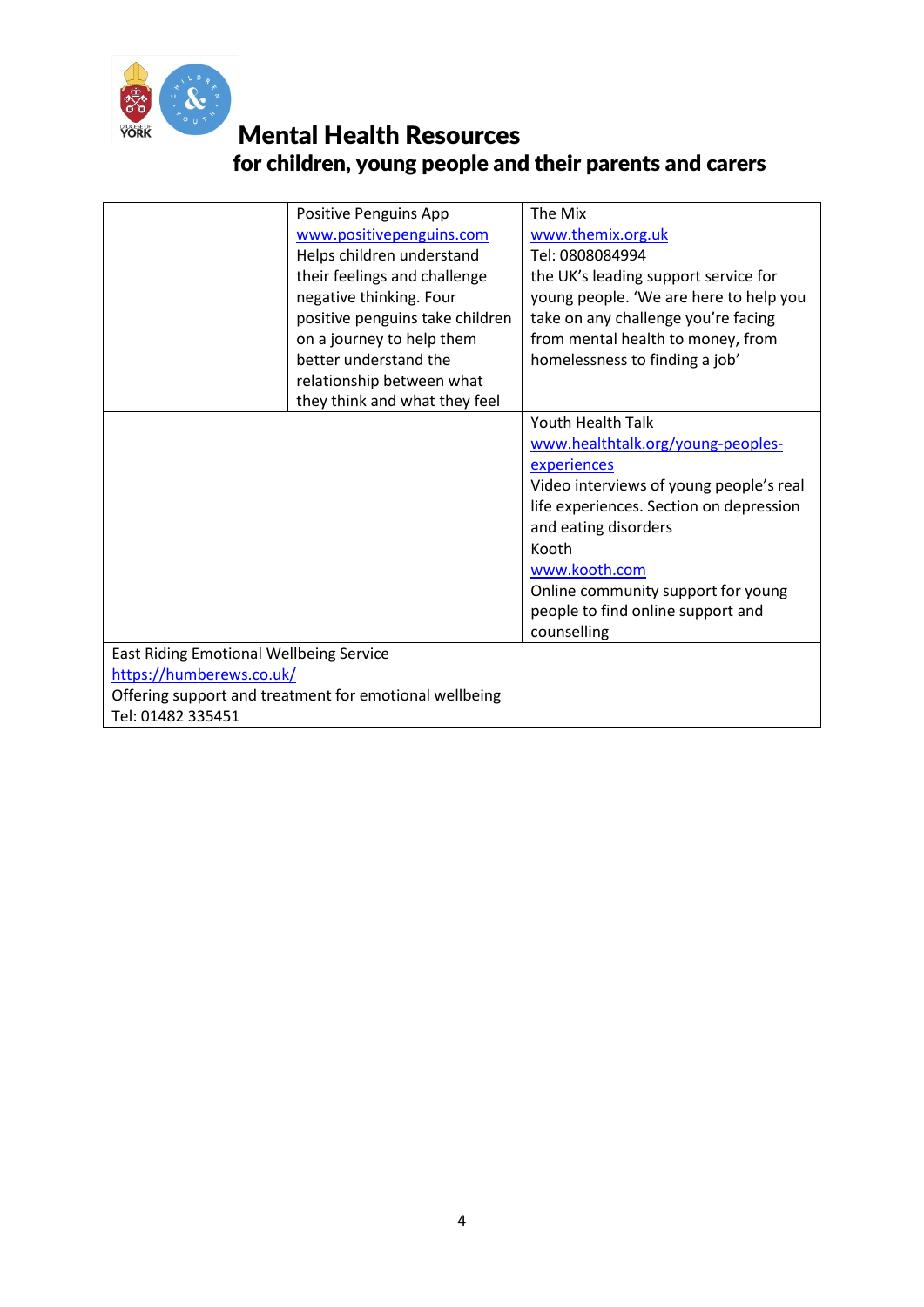# Mental Health Resources

## for children, young people and their parents and carers

| | | |
|---|---|---|
| | Positive Penguins App<br>www.positivepenguins.com<br>Helps children understand their feelings and challenge negative thinking. Four positive penguins take children on a journey to help them better understand the relationship between what they think and what they feel | The Mix<br>www.themix.org.uk<br>Tel: 0808084994<br>the UK's leading support service for young people. 'We are here to help you take on any challenge you're facing from mental health to money, from homelessness to finding a job' |
| | | Youth Health Talk<br>www.healthtalk.org/young-peoples-experiences<br>Video interviews of young people's real life experiences. Section on depression and eating disorders |
| | | Kooth<br>www.kooth.com<br>Online community support for young people to find online support and counselling |
| East Riding Emotional Wellbeing Service<br>https://humberews.co.uk/<br>Offering support and treatment for emotional wellbeing<br>Tel: 01482 335451 | | |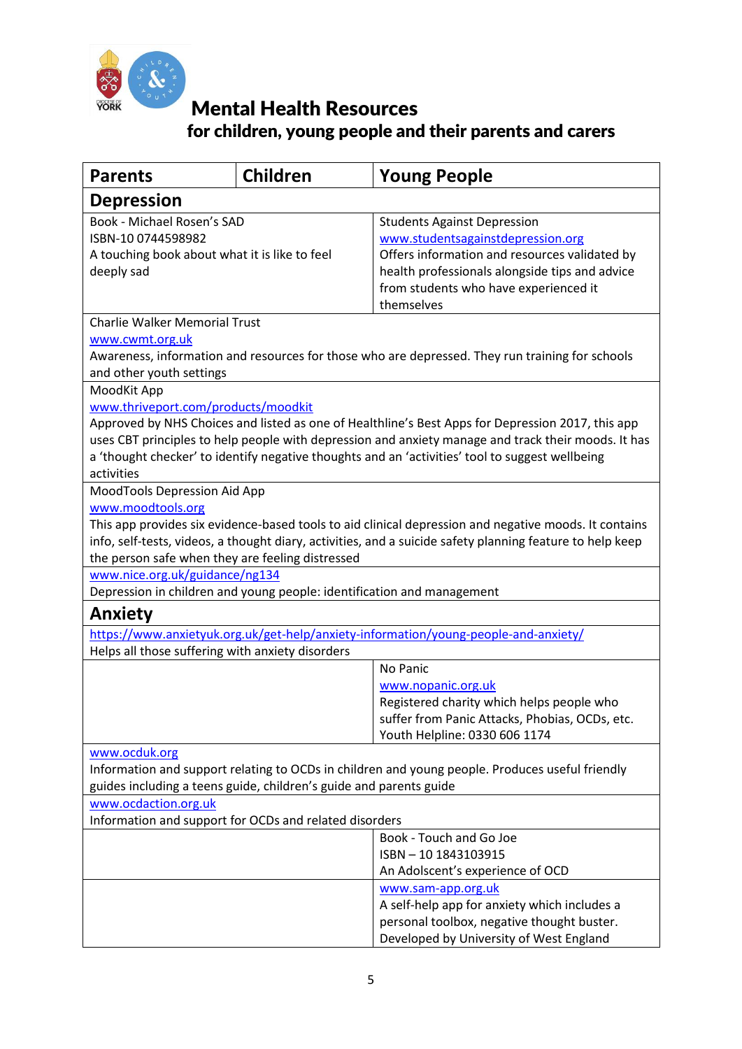# Mental Health Resources

## for children, young people and their parents and carers

| Parents | Children | Young People |
|---|---|---|
| **Depression** | | |
| Book - Michael Rosen's SAD<br>ISBN-10 0744598982<br>A touching book about what it is like to feel deeply sad | | Students Against Depression<br>www.studentsagainstdepression.org<br>Offers information and resources validated by health professionals alongside tips and advice from students who have experienced it themselves |
| Charlie Walker Memorial Trust<br>www.cwmt.org.uk<br>Awareness, information and resources for those who are depressed. They run training for schools and other youth settings | | |
| MoodKit App<br>www.thriveport.com/products/moodkit<br>Approved by NHS Choices and listed as one of Healthline's Best Apps for Depression 2017, this app uses CBT principles to help people with depression and anxiety manage and track their moods. It has a 'thought checker' to identify negative thoughts and an 'activities' tool to suggest wellbeing activities | | |
| MoodTools Depression Aid App<br>www.moodtools.org<br>This app provides six evidence-based tools to aid clinical depression and negative moods. It contains info, self-tests, videos, a thought diary, activities, and a suicide safety planning feature to help keep the person safe when they are feeling distressed | | |
| www.nice.org.uk/guidance/ng134<br>Depression in children and young people: identification and management | | |
| **Anxiety** | | |
| https://www.anxietyuk.org.uk/get-help/anxiety-information/young-people-and-anxiety/<br>Helps all those suffering with anxiety disorders | | |
| | | No Panic<br>www.nopanic.org.uk<br>Registered charity which helps people who suffer from Panic Attacks, Phobias, OCDs, etc.<br>Youth Helpline: 0330 606 1174 |
| www.ocduk.org<br>Information and support relating to OCDs in children and young people. Produces useful friendly guides including a teens guide, children's guide and parents guide | | |
| www.ocdaction.org.uk<br>Information and support for OCDs and related disorders | | |
| | | Book - Touch and Go Joe<br>ISBN – 10 1843103915<br>An Adolscent's experience of OCD |
| | | www.sam-app.org.uk<br>A self-help app for anxiety which includes a personal toolbox, negative thought buster. Developed by University of West England |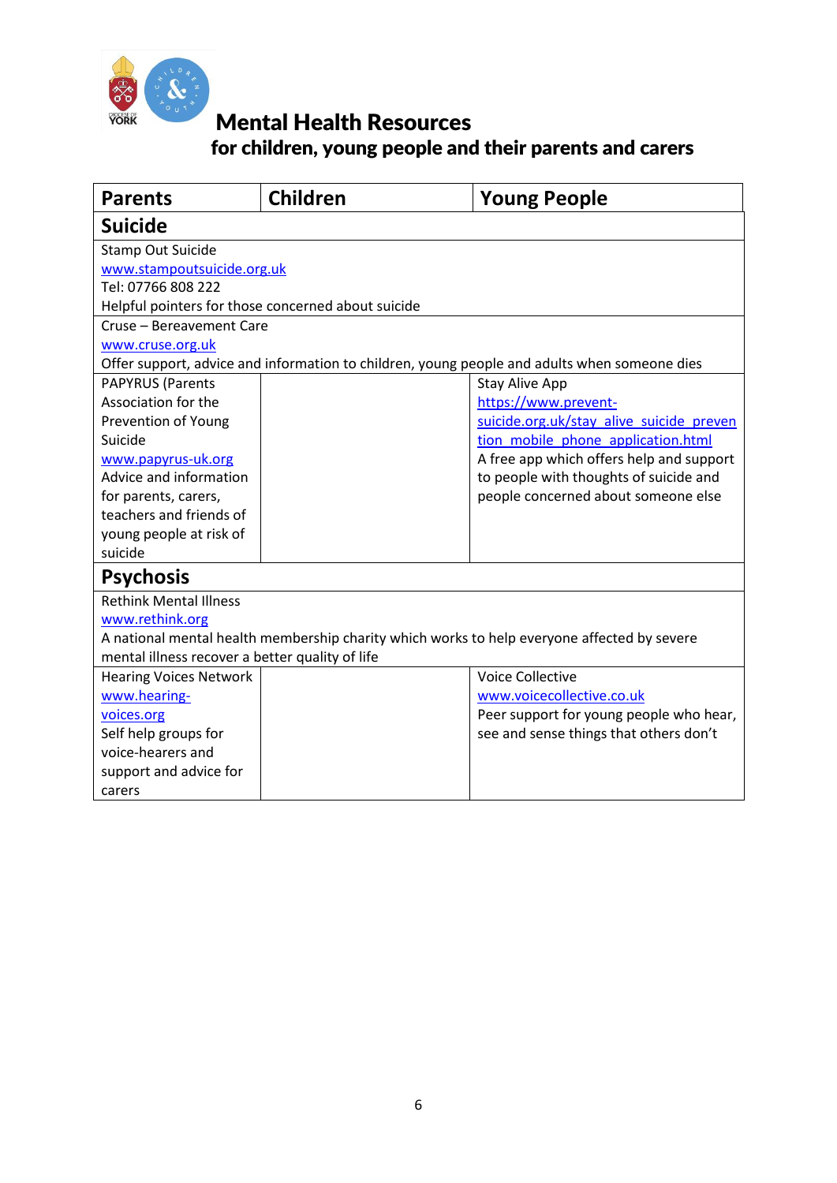# Mental Health Resources
## for children, young people and their parents and carers

| Parents | Children | Young People |
|---|---|---|
| **Suicide** | | |
| Stamp Out Suicide<br>www.stampoutsuicide.org.uk<br>Tel: 07766 808 222<br>Helpful pointers for those concerned about suicide | | |
| Cruse – Bereavement Care<br>www.cruse.org.uk<br>Offer support, advice and information to children, young people and adults when someone dies | | |
| PAPYRUS (Parents Association for the Prevention of Young Suicide<br>www.papyrus-uk.org<br>Advice and information for parents, carers, teachers and friends of young people at risk of suicide | | Stay Alive App<br>https://www.prevent-suicide.org.uk/stay_alive_suicide_prevention_mobile_phone_application.html<br>A free app which offers help and support to people with thoughts of suicide and people concerned about someone else |
| **Psychosis** | | |
| Rethink Mental Illness<br>www.rethink.org<br>A national mental health membership charity which works to help everyone affected by severe mental illness recover a better quality of life | | |
| Hearing Voices Network<br>www.hearing-voices.org<br>Self help groups for voice-hearers and support and advice for carers | | Voice Collective<br>www.voicecollective.co.uk<br>Peer support for young people who hear, see and sense things that others don't |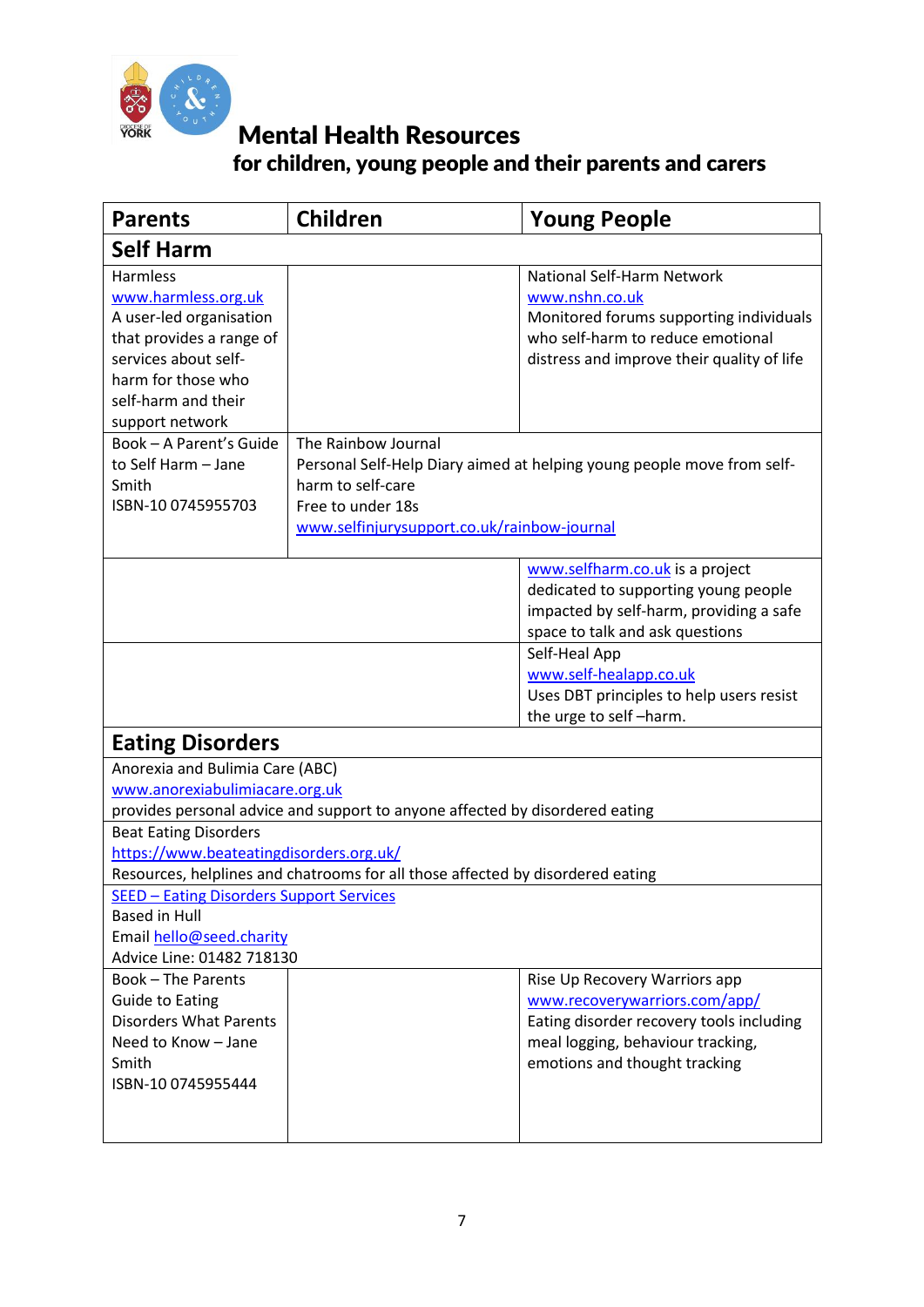# Mental Health Resources

## for children, young people and their parents and carers

| Parents | Children | Young People |
|---|---|---|
| **Self Harm** | | |
| Harmless<br>www.harmless.org.uk<br>A user-led organisation that provides a range of services about self-harm for those who self-harm and their support network | | National Self-Harm Network<br>www.nshn.co.uk<br>Monitored forums supporting individuals who self-harm to reduce emotional distress and improve their quality of life |
| Book – A Parent's Guide to Self Harm – Jane Smith<br>ISBN-10 0745955703 | The Rainbow Journal<br>Personal Self-Help Diary aimed at helping young people move from self-harm to self-care<br>Free to under 18s<br>www.selfinjurysupport.co.uk/rainbow-journal | |
| | | www.selfharm.co.uk is a project dedicated to supporting young people impacted by self-harm, providing a safe space to talk and ask questions |
| | | Self-Heal App<br>www.self-healapp.co.uk<br>Uses DBT principles to help users resist the urge to self –harm. |
| **Eating Disorders** | | |
| Anorexia and Bulimia Care (ABC)<br>www.anorexiabulimiacare.org.uk<br>provides personal advice and support to anyone affected by disordered eating | | |
| Beat Eating Disorders<br>https://www.beateatingdisorders.org.uk/<br>Resources, helplines and chatrooms for all those affected by disordered eating | | |
| SEED – Eating Disorders Support Services<br>Based in Hull<br>Email hello@seed.charity<br>Advice Line: 01482 718130 | | |
| Book – The Parents Guide to Eating Disorders What Parents Need to Know – Jane Smith<br>ISBN-10 0745955444 | | Rise Up Recovery Warriors app<br>www.recoverywarriors.com/app/<br>Eating disorder recovery tools including meal logging, behaviour tracking, emotions and thought tracking |